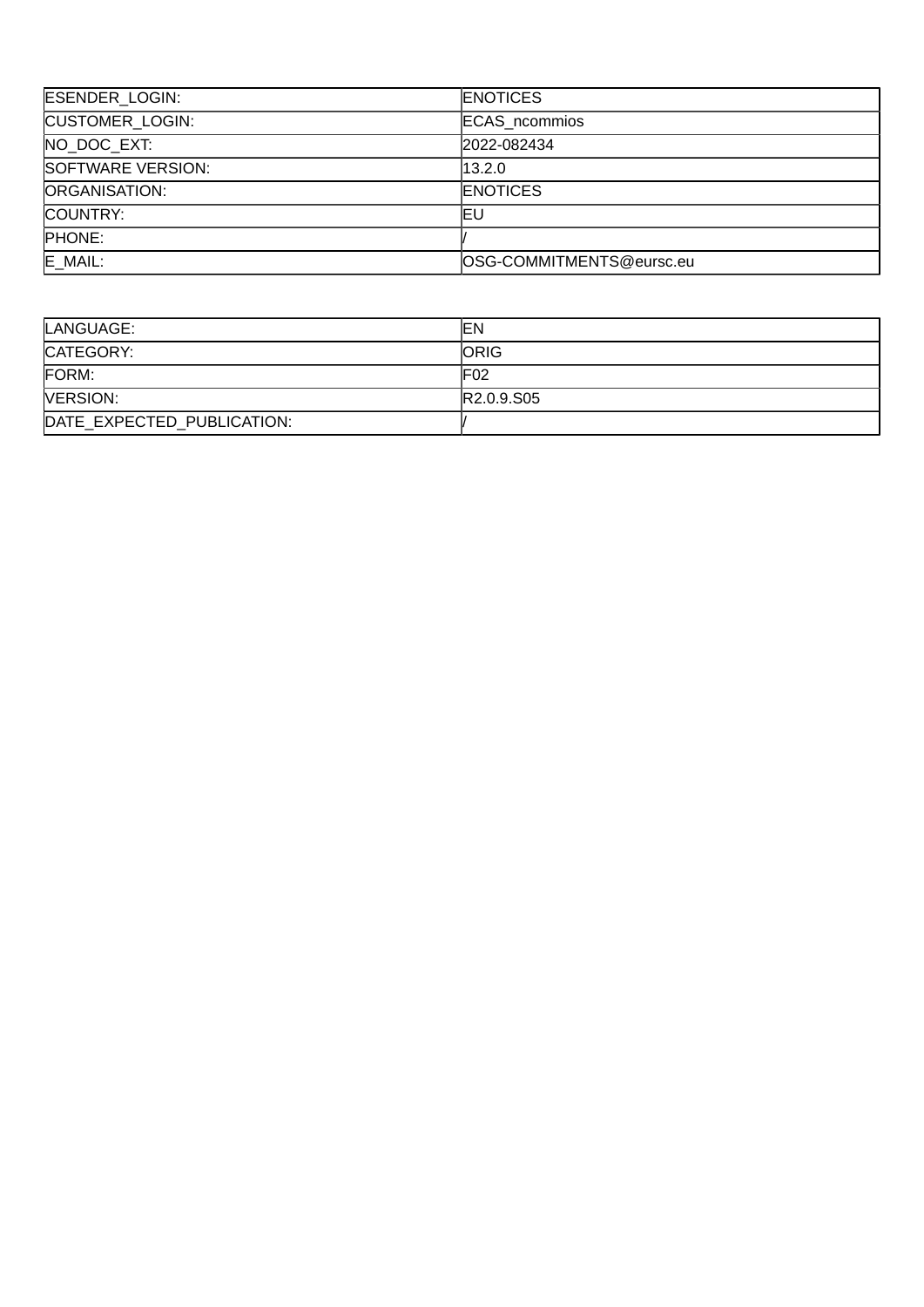| | |
|---|---|
| ESENDER_LOGIN: | ENOTICES |
| CUSTOMER_LOGIN: | ECAS_ncommios |
| NO_DOC_EXT: | 2022-082434 |
| SOFTWARE VERSION: | 13.2.0 |
| ORGANISATION: | ENOTICES |
| COUNTRY: | EU |
| PHONE: | / |
| E_MAIL: | OSG-COMMITMENTS@eursc.eu |

| | |
|---|---|
| LANGUAGE: | EN |
| CATEGORY: | ORIG |
| FORM: | F02 |
| VERSION: | R2.0.9.S05 |
| DATE_EXPECTED_PUBLICATION: | / |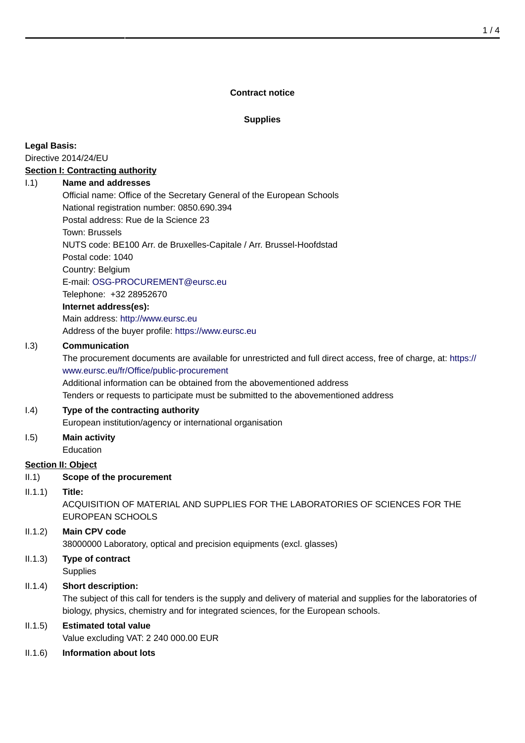**Contract notice**

**Supplies**

**Legal Basis:**

Directive 2014/24/EU

**Section I: Contracting authority**

I.1) **Name and addresses**

Official name: Office of the Secretary General of the European Schools
National registration number: 0850.690.394
Postal address: Rue de la Science 23
Town: Brussels
NUTS code: BE100 Arr. de Bruxelles-Capitale / Arr. Brussel-Hoofdstad
Postal code: 1040
Country: Belgium
E-mail: OSG-PROCUREMENT@eursc.eu
Telephone: +32 28952670

**Internet address(es):**

Main address: http://www.eursc.eu
Address of the buyer profile: https://www.eursc.eu

I.3) **Communication**

The procurement documents are available for unrestricted and full direct access, free of charge, at: https://www.eursc.eu/fr/Office/public-procurement
Additional information can be obtained from the abovementioned address
Tenders or requests to participate must be submitted to the abovementioned address

I.4) **Type of the contracting authority**

European institution/agency or international organisation

I.5) **Main activity**

Education

**Section II: Object**

II.1) **Scope of the procurement**

II.1.1) **Title:**

ACQUISITION OF MATERIAL AND SUPPLIES FOR THE LABORATORIES OF SCIENCES FOR THE EUROPEAN SCHOOLS

II.1.2) **Main CPV code**

38000000 Laboratory, optical and precision equipments (excl. glasses)

II.1.3) **Type of contract**

Supplies

II.1.4) **Short description:**

The subject of this call for tenders is the supply and delivery of material and supplies for the laboratories of biology, physics, chemistry and for integrated sciences, for the European schools.

II.1.5) **Estimated total value**

Value excluding VAT: 2 240 000.00 EUR

II.1.6) **Information about lots**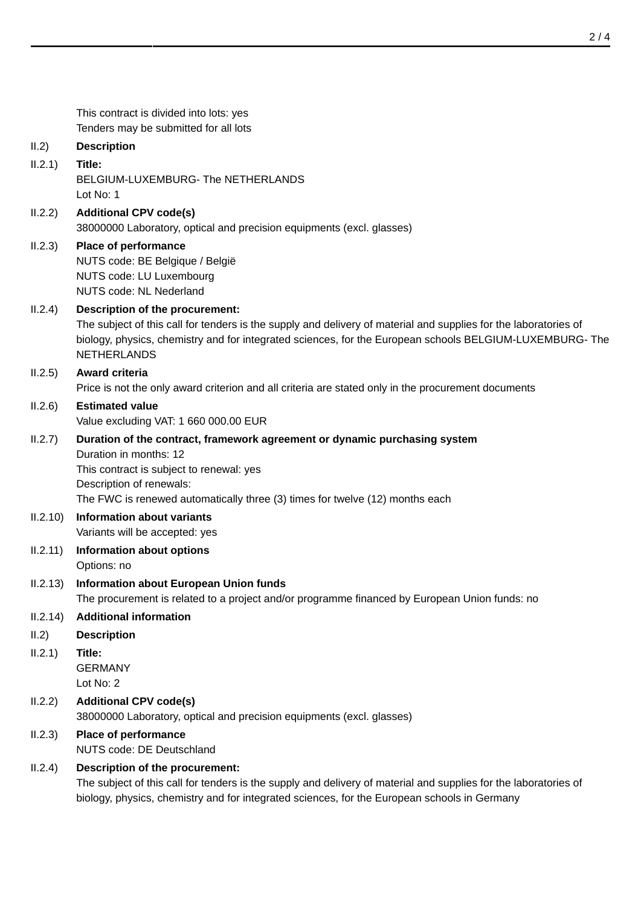This contract is divided into lots: yes
Tenders may be submitted for all lots

**II.2) Description**

**II.2.1) Title:**
BELGIUM-LUXEMBURG- The NETHERLANDS
Lot No: 1

**II.2.2) Additional CPV code(s)**
38000000 Laboratory, optical and precision equipments (excl. glasses)

**II.2.3) Place of performance**
NUTS code: BE Belgique / België
NUTS code: LU Luxembourg
NUTS code: NL Nederland

**II.2.4) Description of the procurement:**
The subject of this call for tenders is the supply and delivery of material and supplies for the laboratories of biology, physics, chemistry and for integrated sciences, for the European schools BELGIUM-LUXEMBURG- The NETHERLANDS

**II.2.5) Award criteria**
Price is not the only award criterion and all criteria are stated only in the procurement documents

**II.2.6) Estimated value**
Value excluding VAT: 1 660 000.00 EUR

**II.2.7) Duration of the contract, framework agreement or dynamic purchasing system**
Duration in months: 12
This contract is subject to renewal: yes
Description of renewals:
The FWC is renewed automatically three (3) times for twelve (12) months each

**II.2.10) Information about variants**
Variants will be accepted: yes

**II.2.11) Information about options**
Options: no

**II.2.13) Information about European Union funds**
The procurement is related to a project and/or programme financed by European Union funds: no

**II.2.14) Additional information**

**II.2) Description**

**II.2.1) Title:**
GERMANY
Lot No: 2

**II.2.2) Additional CPV code(s)**
38000000 Laboratory, optical and precision equipments (excl. glasses)

**II.2.3) Place of performance**
NUTS code: DE Deutschland

**II.2.4) Description of the procurement:**
The subject of this call for tenders is the supply and delivery of material and supplies for the laboratories of biology, physics, chemistry and for integrated sciences, for the European schools in Germany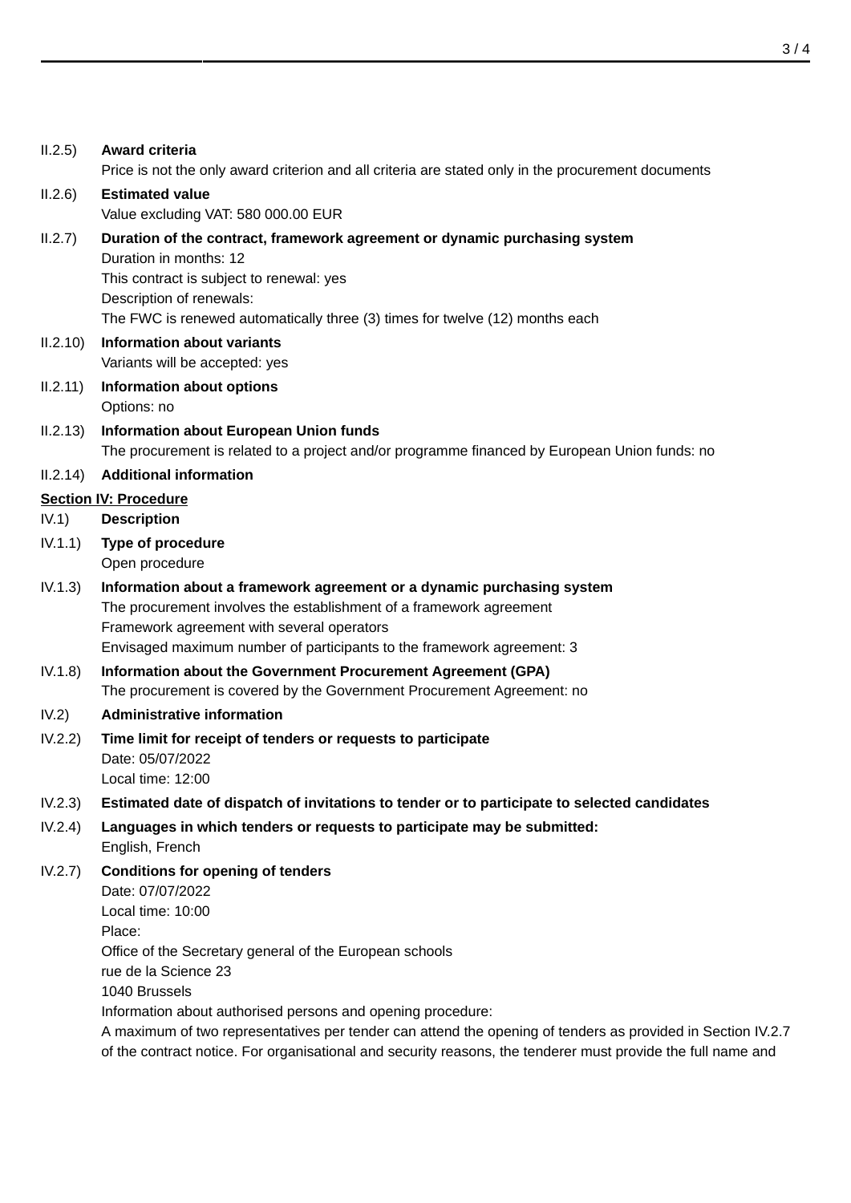II.2.5) **Award criteria**

Price is not the only award criterion and all criteria are stated only in the procurement documents

II.2.6) **Estimated value**

Value excluding VAT: 580 000.00 EUR

II.2.7) **Duration of the contract, framework agreement or dynamic purchasing system**

Duration in months: 12

This contract is subject to renewal: yes

Description of renewals:

The FWC is renewed automatically three (3) times for twelve (12) months each

II.2.10) **Information about variants**

Variants will be accepted: yes

II.2.11) **Information about options**

Options: no

II.2.13) **Information about European Union funds**

The procurement is related to a project and/or programme financed by European Union funds: no

II.2.14) **Additional information**

## Section IV: Procedure

IV.1) **Description**

IV.1.1) **Type of procedure**

Open procedure

IV.1.3) **Information about a framework agreement or a dynamic purchasing system**

The procurement involves the establishment of a framework agreement

Framework agreement with several operators

Envisaged maximum number of participants to the framework agreement: 3

IV.1.8) **Information about the Government Procurement Agreement (GPA)**

The procurement is covered by the Government Procurement Agreement: no

IV.2) **Administrative information**

IV.2.2) **Time limit for receipt of tenders or requests to participate**

Date: 05/07/2022

Local time: 12:00

IV.2.3) **Estimated date of dispatch of invitations to tender or to participate to selected candidates**

IV.2.4) **Languages in which tenders or requests to participate may be submitted:**

English, French

IV.2.7) **Conditions for opening of tenders**

Date: 07/07/2022

Local time: 10:00

Place:

Office of the Secretary general of the European schools

rue de la Science 23

1040 Brussels

Information about authorised persons and opening procedure:

A maximum of two representatives per tender can attend the opening of tenders as provided in Section IV.2.7 of the contract notice. For organisational and security reasons, the tenderer must provide the full name and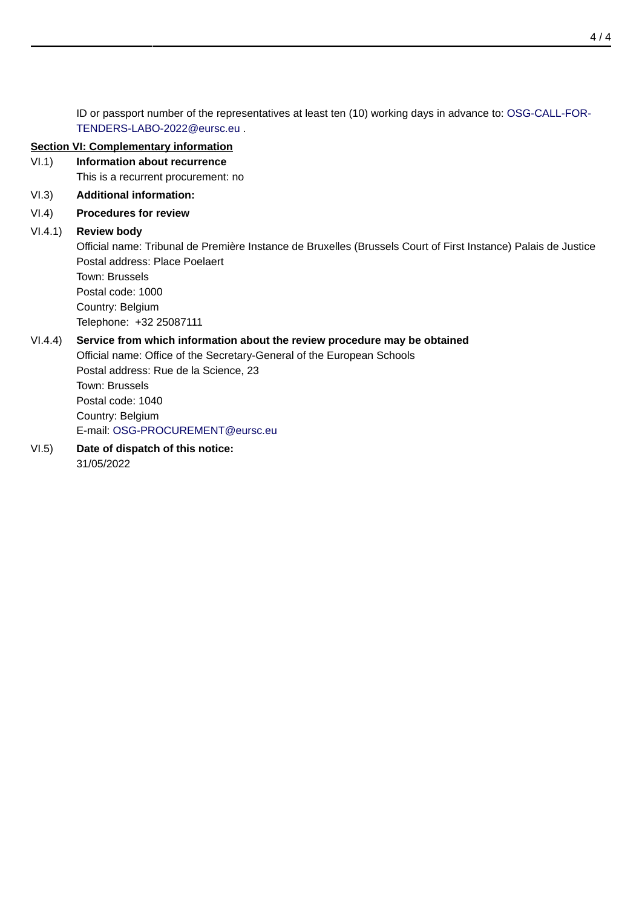ID or passport number of the representatives at least ten (10) working days in advance to: OSG-CALL-FOR-TENDERS-LABO-2022@eursc.eu .

## Section VI: Complementary information

**VI.1) Information about recurrence**

This is a recurrent procurement: no

**VI.3) Additional information:**

**VI.4) Procedures for review**

**VI.4.1) Review body**

Official name: Tribunal de Première Instance de Bruxelles (Brussels Court of First Instance) Palais de Justice
Postal address: Place Poelaert
Town: Brussels
Postal code: 1000
Country: Belgium
Telephone: +32 25087111

**VI.4.4) Service from which information about the review procedure may be obtained**

Official name: Office of the Secretary-General of the European Schools
Postal address: Rue de la Science, 23
Town: Brussels
Postal code: 1040
Country: Belgium
E-mail: OSG-PROCUREMENT@eursc.eu

**VI.5) Date of dispatch of this notice:**

31/05/2022